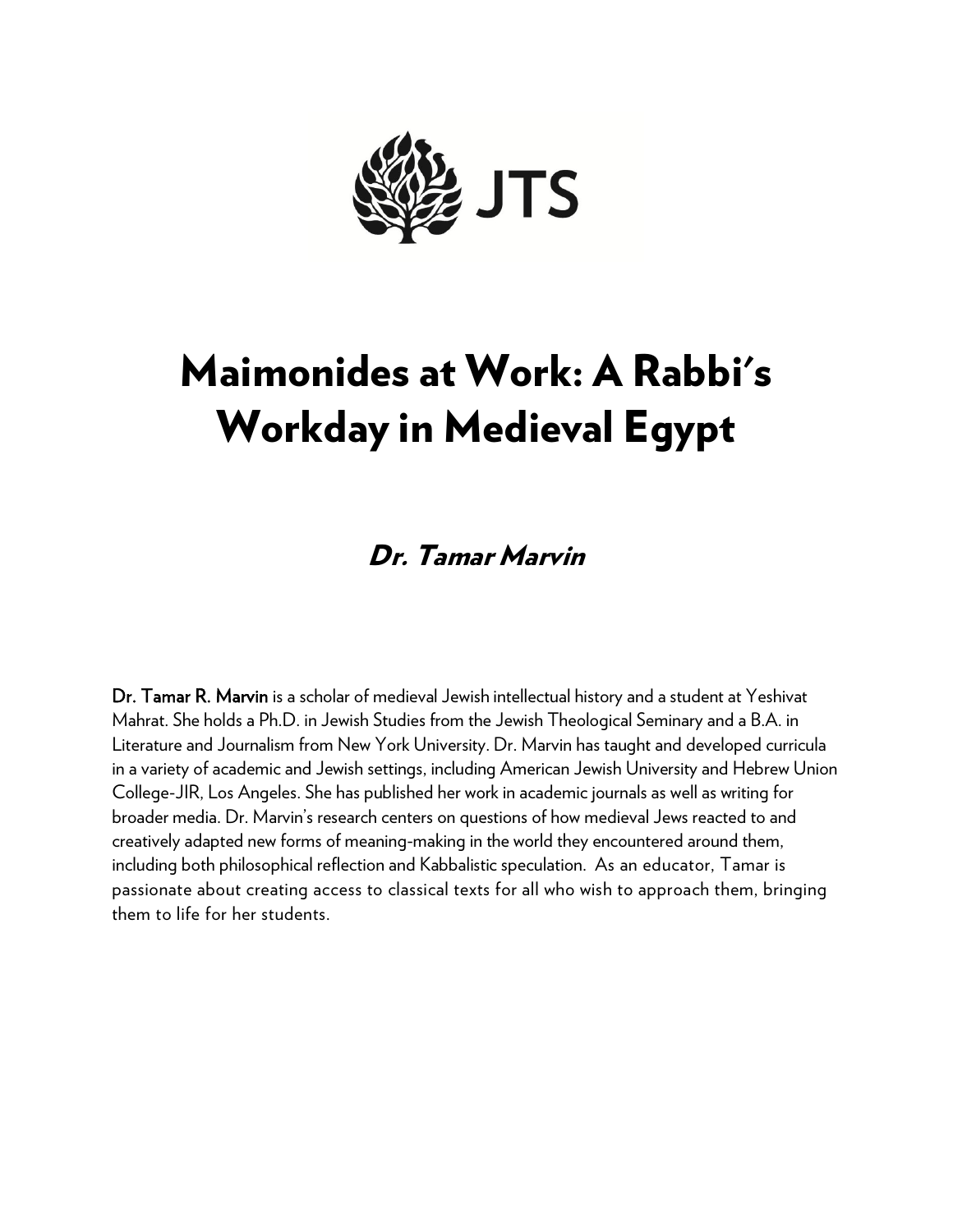JTS

# Maimonides at Work: A Rabbi's Workday in Medieval Egypt

## *Dr. Tamar Marvin*

**Dr. Tamar R. Marvin** is a scholar of medieval Jewish intellectual history and a student at Yeshivat Mahrat. She holds a Ph.D. in Jewish Studies from the Jewish Theological Seminary and a B.A. in Literature and Journalism from New York University. Dr. Marvin has taught and developed curricula in a variety of academic and Jewish settings, including American Jewish University and Hebrew Union College-JIR, Los Angeles. She has published her work in academic journals as well as writing for broader media. Dr. Marvin's research centers on questions of how medieval Jews reacted to and creatively adapted new forms of meaning-making in the world they encountered around them, including both philosophical reflection and Kabbalistic speculation. As an educator, Tamar is passionate about creating access to classical texts for all who wish to approach them, bringing them to life for her students.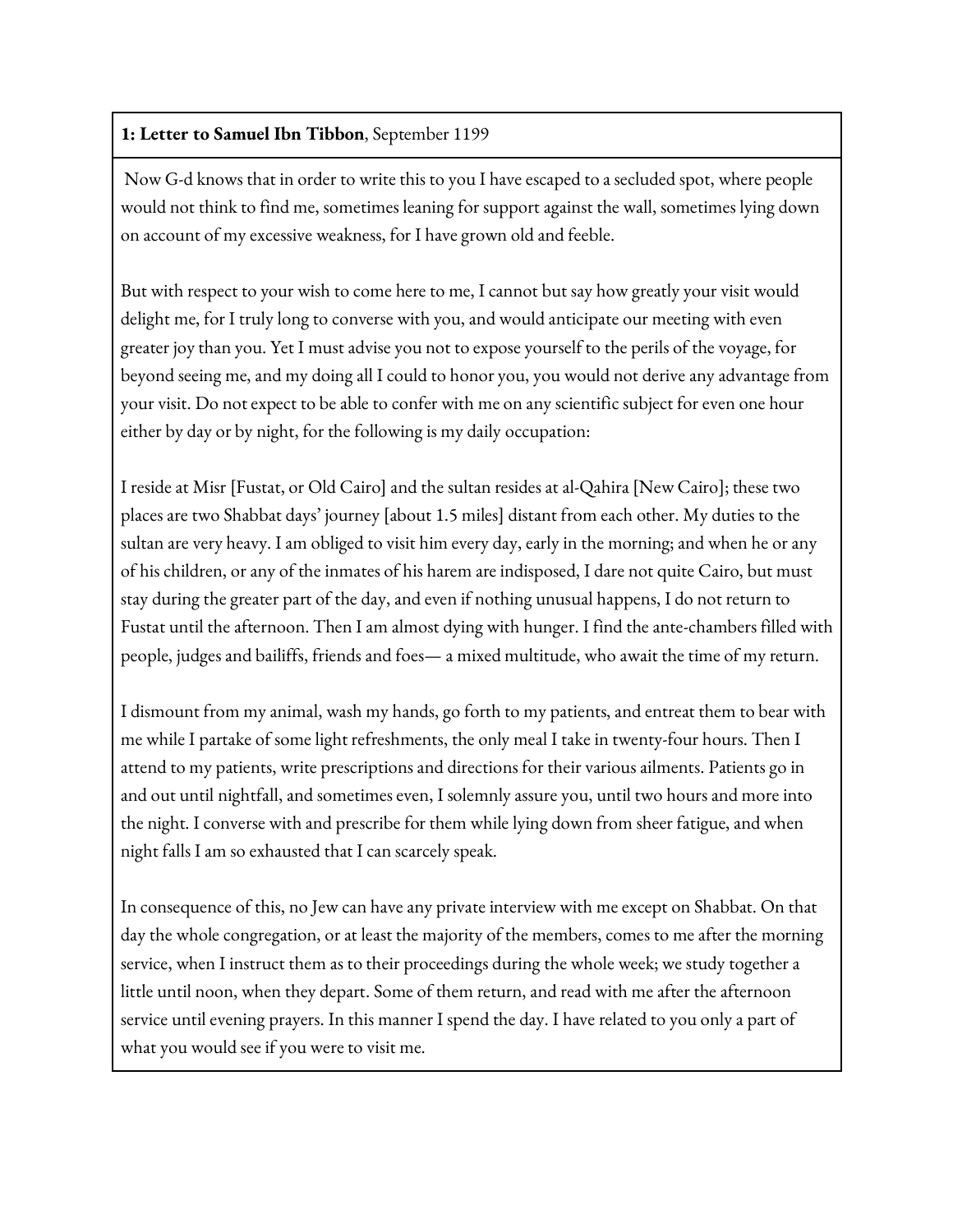**1: Letter to Samuel Ibn Tibbon**, September 1199

Now G-d knows that in order to write this to you I have escaped to a secluded spot, where people would not think to find me, sometimes leaning for support against the wall, sometimes lying down on account of my excessive weakness, for I have grown old and feeble.

But with respect to your wish to come here to me, I cannot but say how greatly your visit would delight me, for I truly long to converse with you, and would anticipate our meeting with even greater joy than you. Yet I must advise you not to expose yourself to the perils of the voyage, for beyond seeing me, and my doing all I could to honor you, you would not derive any advantage from your visit. Do not expect to be able to confer with me on any scientific subject for even one hour either by day or by night, for the following is my daily occupation:

I reside at Misr [Fustat, or Old Cairo] and the sultan resides at al-Qahira [New Cairo]; these two places are two Shabbat days' journey [about 1.5 miles] distant from each other. My duties to the sultan are very heavy. I am obliged to visit him every day, early in the morning; and when he or any of his children, or any of the inmates of his harem are indisposed, I dare not quite Cairo, but must stay during the greater part of the day, and even if nothing unusual happens, I do not return to Fustat until the afternoon. Then I am almost dying with hunger. I find the ante-chambers filled with people, judges and bailiffs, friends and foes— a mixed multitude, who await the time of my return.

I dismount from my animal, wash my hands, go forth to my patients, and entreat them to bear with me while I partake of some light refreshments, the only meal I take in twenty-four hours. Then I attend to my patients, write prescriptions and directions for their various ailments. Patients go in and out until nightfall, and sometimes even, I solemnly assure you, until two hours and more into the night. I converse with and prescribe for them while lying down from sheer fatigue, and when night falls I am so exhausted that I can scarcely speak.

In consequence of this, no Jew can have any private interview with me except on Shabbat. On that day the whole congregation, or at least the majority of the members, comes to me after the morning service, when I instruct them as to their proceedings during the whole week; we study together a little until noon, when they depart. Some of them return, and read with me after the afternoon service until evening prayers. In this manner I spend the day. I have related to you only a part of what you would see if you were to visit me.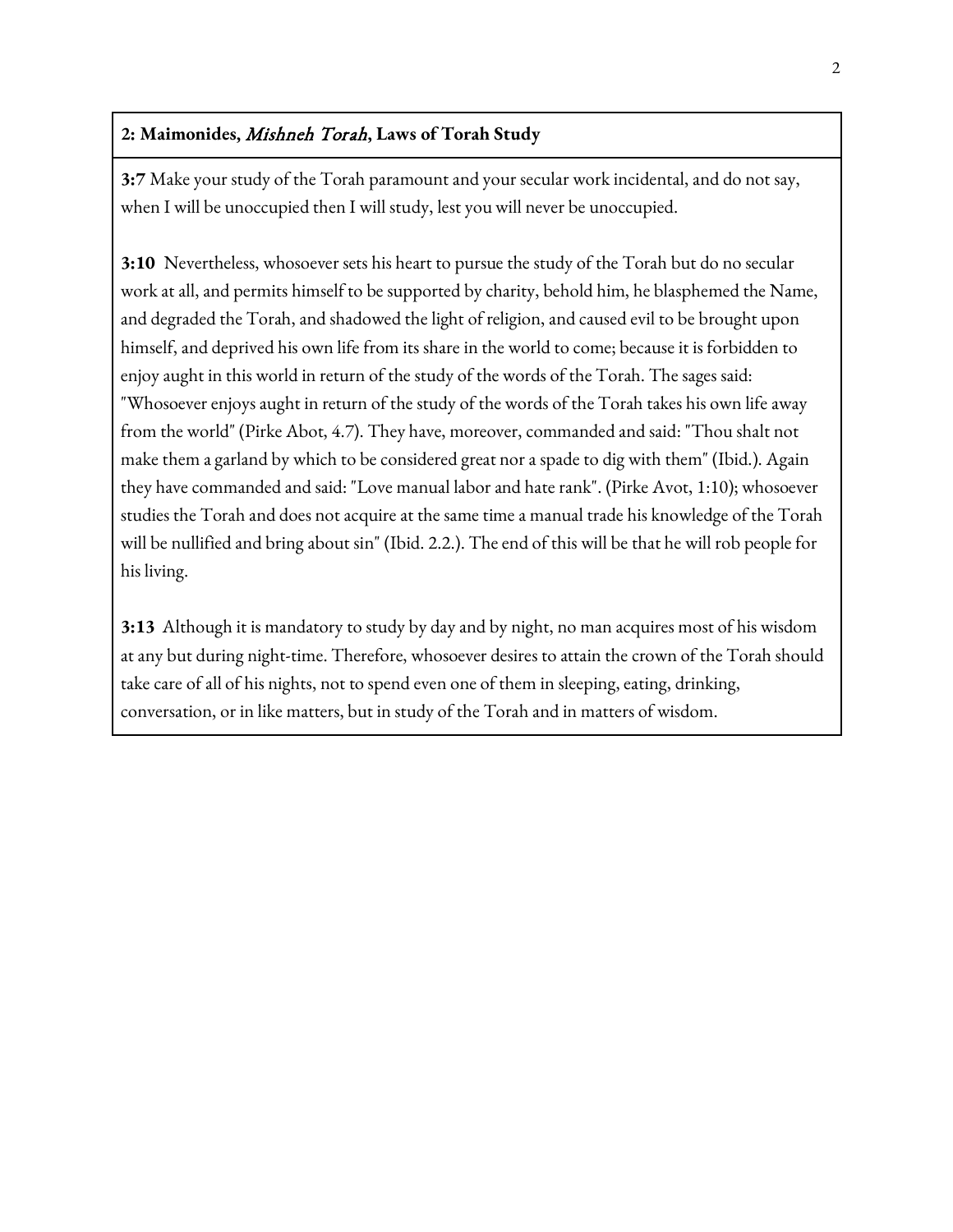## 2: Maimonides, *Mishneh Torah*, Laws of Torah Study

**3:7** Make your study of the Torah paramount and your secular work incidental, and do not say, when I will be unoccupied then I will study, lest you will never be unoccupied.

**3:10** Nevertheless, whosoever sets his heart to pursue the study of the Torah but do no secular work at all, and permits himself to be supported by charity, behold him, he blasphemed the Name, and degraded the Torah, and shadowed the light of religion, and caused evil to be brought upon himself, and deprived his own life from its share in the world to come; because it is forbidden to enjoy aught in this world in return of the study of the words of the Torah. The sages said: "Whosoever enjoys aught in return of the study of the words of the Torah takes his own life away from the world" (Pirke Abot, 4.7). They have, moreover, commanded and said: "Thou shalt not make them a garland by which to be considered great nor a spade to dig with them" (Ibid.). Again they have commanded and said: "Love manual labor and hate rank". (Pirke Avot, 1:10); whosoever studies the Torah and does not acquire at the same time a manual trade his knowledge of the Torah will be nullified and bring about sin" (Ibid. 2.2.). The end of this will be that he will rob people for his living.

**3:13** Although it is mandatory to study by day and by night, no man acquires most of his wisdom at any but during night-time. Therefore, whosoever desires to attain the crown of the Torah should take care of all of his nights, not to spend even one of them in sleeping, eating, drinking, conversation, or in like matters, but in study of the Torah and in matters of wisdom.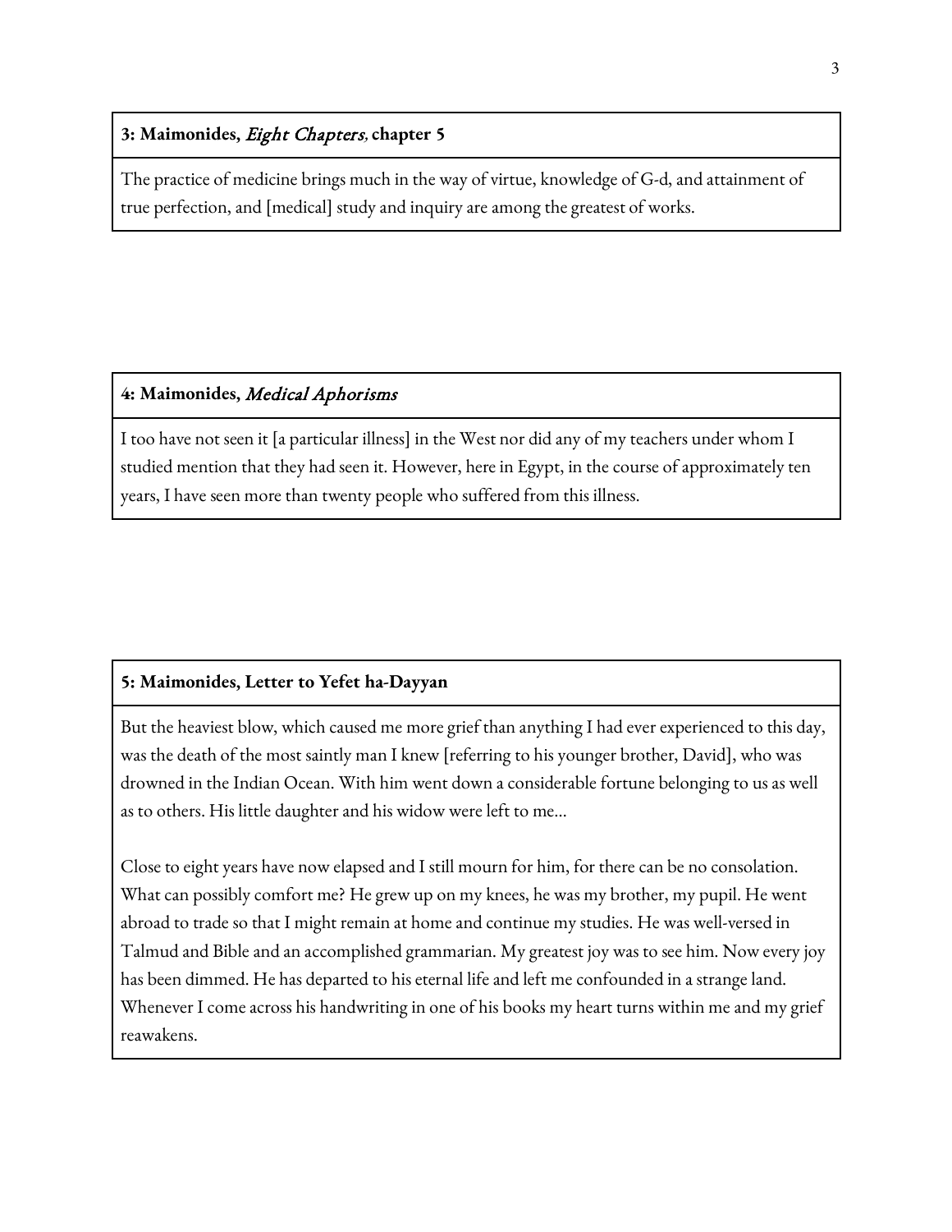**3: Maimonides, *Eight Chapters,* chapter 5**

The practice of medicine brings much in the way of virtue, knowledge of G-d, and attainment of true perfection, and [medical] study and inquiry are among the greatest of works.

**4: Maimonides, *Medical Aphorisms***

I too have not seen it [a particular illness] in the West nor did any of my teachers under whom I studied mention that they had seen it. However, here in Egypt, in the course of approximately ten years, I have seen more than twenty people who suffered from this illness.

**5: Maimonides, Letter to Yefet ha-Dayyan**

But the heaviest blow, which caused me more grief than anything I had ever experienced to this day, was the death of the most saintly man I knew [referring to his younger brother, David], who was drowned in the Indian Ocean. With him went down a considerable fortune belonging to us as well as to others. His little daughter and his widow were left to me...

Close to eight years have now elapsed and I still mourn for him, for there can be no consolation. What can possibly comfort me? He grew up on my knees, he was my brother, my pupil. He went abroad to trade so that I might remain at home and continue my studies. He was well-versed in Talmud and Bible and an accomplished grammarian. My greatest joy was to see him. Now every joy has been dimmed. He has departed to his eternal life and left me confounded in a strange land. Whenever I come across his handwriting in one of his books my heart turns within me and my grief reawakens.